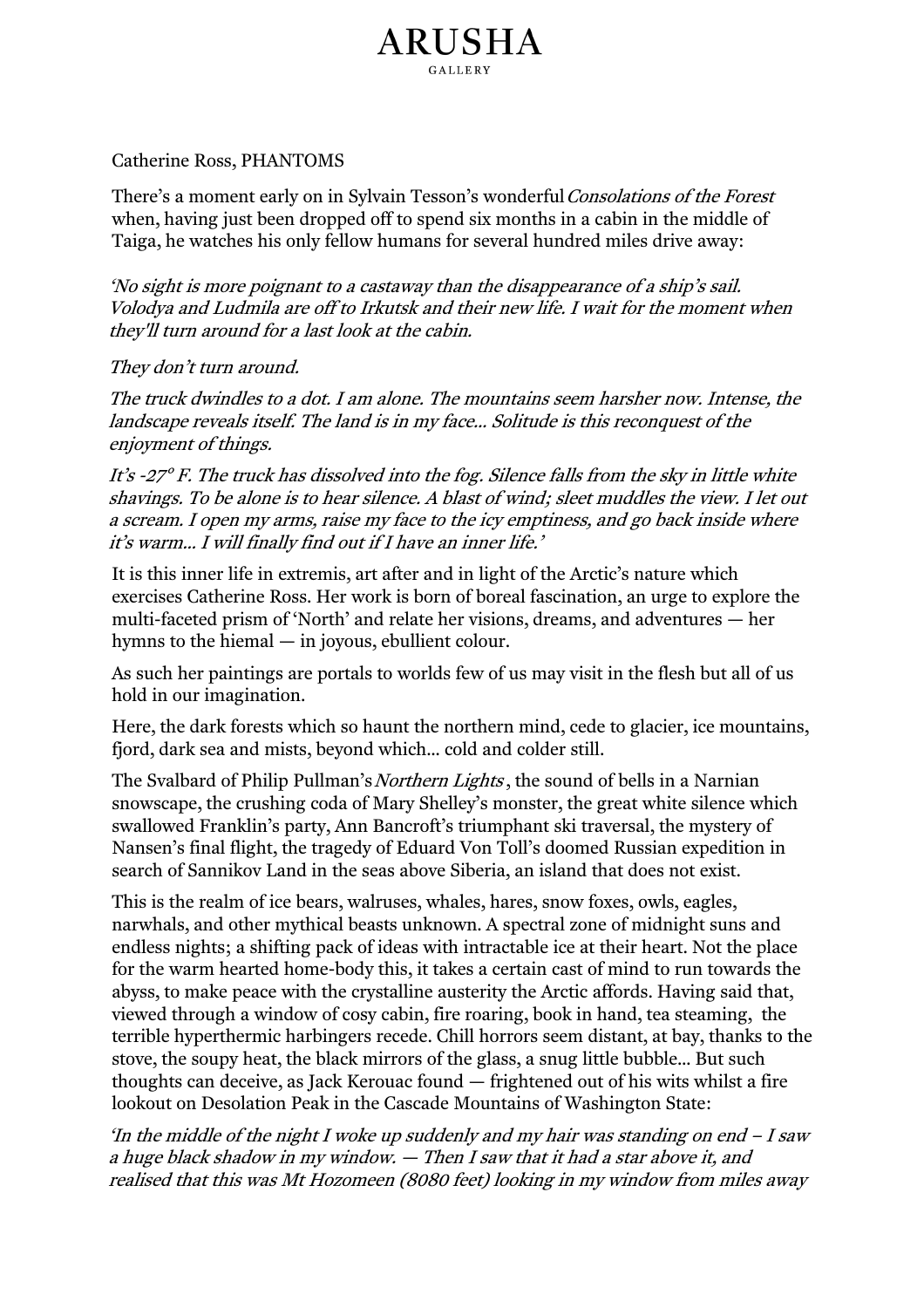# ARUSHA

GALLERY

Catherine Ross, PHANTOMS

There's a moment early on in Sylvain Tesson's wonderful *Consolations of the Forest* when, having just been dropped off to spend six months in a cabin in the middle of Taiga, he watches his only fellow humans for several hundred miles drive away:

*'No sight is more poignant to a castaway than the disappearance of a ship's sail. Volodya and Ludmila are off to Irkutsk and their new life. I wait for the moment when they'll turn around for a last look at the cabin.*

*They don't turn around.*

*The truck dwindles to a dot. I am alone. The mountains seem harsher now. Intense, the landscape reveals itself. The land is in my face... Solitude is this reconquest of the enjoyment of things.*

*It's -27° F. The truck has dissolved into the fog. Silence falls from the sky in little white shavings. To be alone is to hear silence. A blast of wind; sleet muddles the view. I let out a scream. I open my arms, raise my face to the icy emptiness, and go back inside where it's warm... I will finally find out if I have an inner life.'*

It is this inner life in extremis, art after and in light of the Arctic's nature which exercises Catherine Ross. Her work is born of boreal fascination, an urge to explore the multi-faceted prism of 'North' and relate her visions, dreams, and adventures — her hymns to the hiemal — in joyous, ebullient colour.

As such her paintings are portals to worlds few of us may visit in the flesh but all of us hold in our imagination.

Here, the dark forests which so haunt the northern mind, cede to glacier, ice mountains, fjord, dark sea and mists, beyond which... cold and colder still.

The Svalbard of Philip Pullman's *Northern Lights*, the sound of bells in a Narnian snowscape, the crushing coda of Mary Shelley's monster, the great white silence which swallowed Franklin's party, Ann Bancroft's triumphant ski traversal, the mystery of Nansen's final flight, the tragedy of Eduard Von Toll's doomed Russian expedition in search of Sannikov Land in the seas above Siberia, an island that does not exist.

This is the realm of ice bears, walruses, whales, hares, snow foxes, owls, eagles, narwhals, and other mythical beasts unknown. A spectral zone of midnight suns and endless nights; a shifting pack of ideas with intractable ice at their heart. Not the place for the warm hearted home-body this, it takes a certain cast of mind to run towards the abyss, to make peace with the crystalline austerity the Arctic affords. Having said that, viewed through a window of cosy cabin, fire roaring, book in hand, tea steaming, the terrible hyperthermic harbingers recede. Chill horrors seem distant, at bay, thanks to the stove, the soupy heat, the black mirrors of the glass, a snug little bubble... But such thoughts can deceive, as Jack Kerouac found — frightened out of his wits whilst a fire lookout on Desolation Peak in the Cascade Mountains of Washington State:

*'In the middle of the night I woke up suddenly and my hair was standing on end – I saw a huge black shadow in my window. — Then I saw that it had a star above it, and realised that this was Mt Hozomeen (8080 feet) looking in my window from miles away*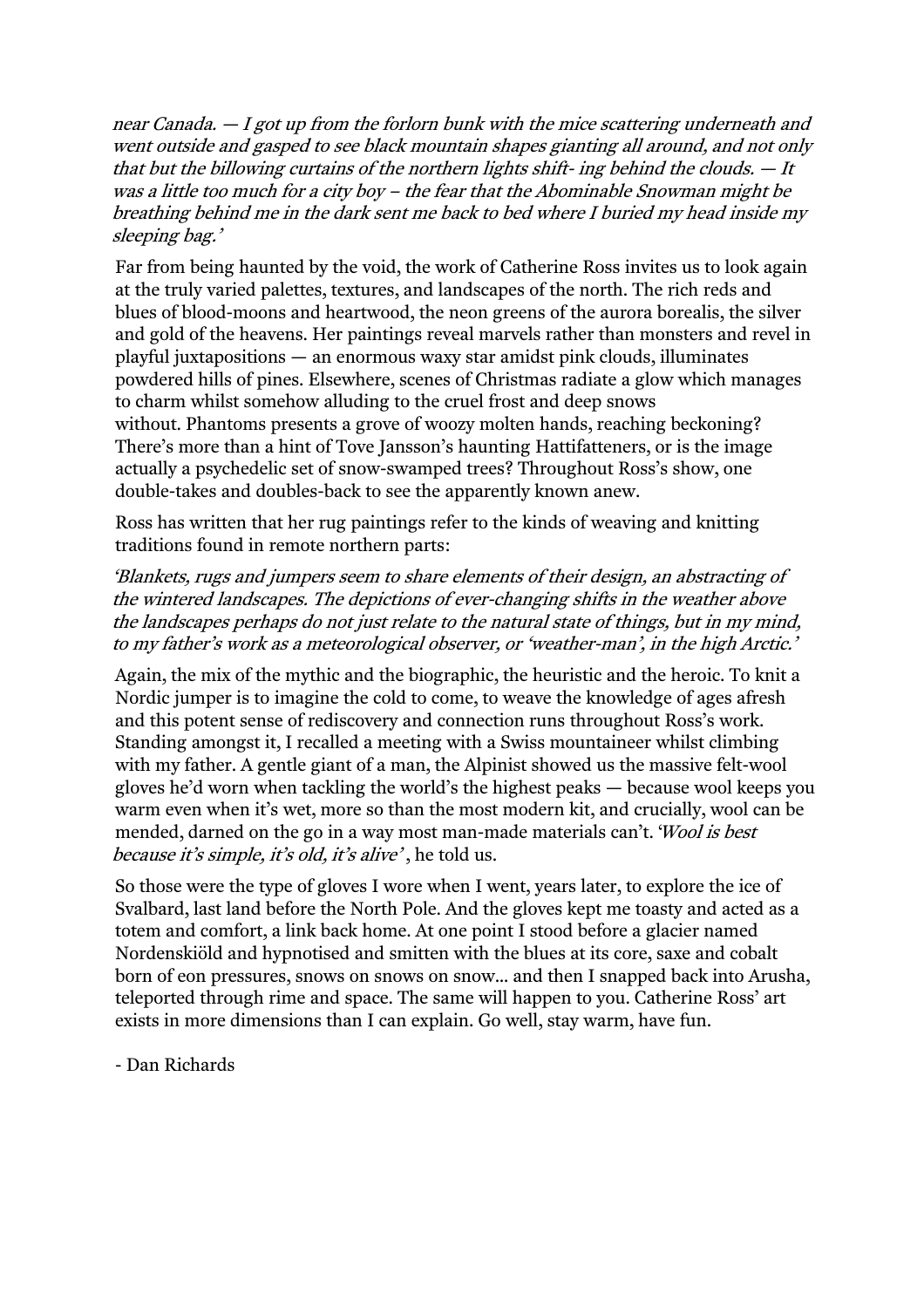*near Canada. — I got up from the forlorn bunk with the mice scattering underneath and went outside and gasped to see black mountain shapes gianting all around, and not only that but the billowing curtains of the northern lights shift- ing behind the clouds. — It was a little too much for a city boy – the fear that the Abominable Snowman might be breathing behind me in the dark sent me back to bed where I buried my head inside my sleeping bag.'*

Far from being haunted by the void, the work of Catherine Ross invites us to look again at the truly varied palettes, textures, and landscapes of the north. The rich reds and blues of blood-moons and heartwood, the neon greens of the aurora borealis, the silver and gold of the heavens. Her paintings reveal marvels rather than monsters and revel in playful juxtapositions — an enormous waxy star amidst pink clouds, illuminates powdered hills of pines. Elsewhere, scenes of Christmas radiate a glow which manages to charm whilst somehow alluding to the cruel frost and deep snows without. Phantoms presents a grove of woozy molten hands, reaching beckoning? There's more than a hint of Tove Jansson's haunting Hattifatteners, or is the image actually a psychedelic set of snow-swamped trees? Throughout Ross's show, one double-takes and doubles-back to see the apparently known anew.

Ross has written that her rug paintings refer to the kinds of weaving and knitting traditions found in remote northern parts:

*'Blankets, rugs and jumpers seem to share elements of their design, an abstracting of the wintered landscapes. The depictions of ever-changing shifts in the weather above the landscapes perhaps do not just relate to the natural state of things, but in my mind, to my father's work as a meteorological observer, or 'weather-man', in the high Arctic.'*

Again, the mix of the mythic and the biographic, the heuristic and the heroic. To knit a Nordic jumper is to imagine the cold to come, to weave the knowledge of ages afresh and this potent sense of rediscovery and connection runs throughout Ross's work. Standing amongst it, I recalled a meeting with a Swiss mountaineer whilst climbing with my father. A gentle giant of a man, the Alpinist showed us the massive felt-wool gloves he'd worn when tackling the world's the highest peaks — because wool keeps you warm even when it's wet, more so than the most modern kit, and crucially, wool can be mended, darned on the go in a way most man-made materials can't. *'Wool is best because it's simple, it's old, it's alive'* , he told us.

So those were the type of gloves I wore when I went, years later, to explore the ice of Svalbard, last land before the North Pole. And the gloves kept me toasty and acted as a totem and comfort, a link back home. At one point I stood before a glacier named Nordenskiöld and hypnotised and smitten with the blues at its core, saxe and cobalt born of eon pressures, snows on snows on snow... and then I snapped back into Arusha, teleported through rime and space. The same will happen to you. Catherine Ross' art exists in more dimensions than I can explain. Go well, stay warm, have fun.

- Dan Richards